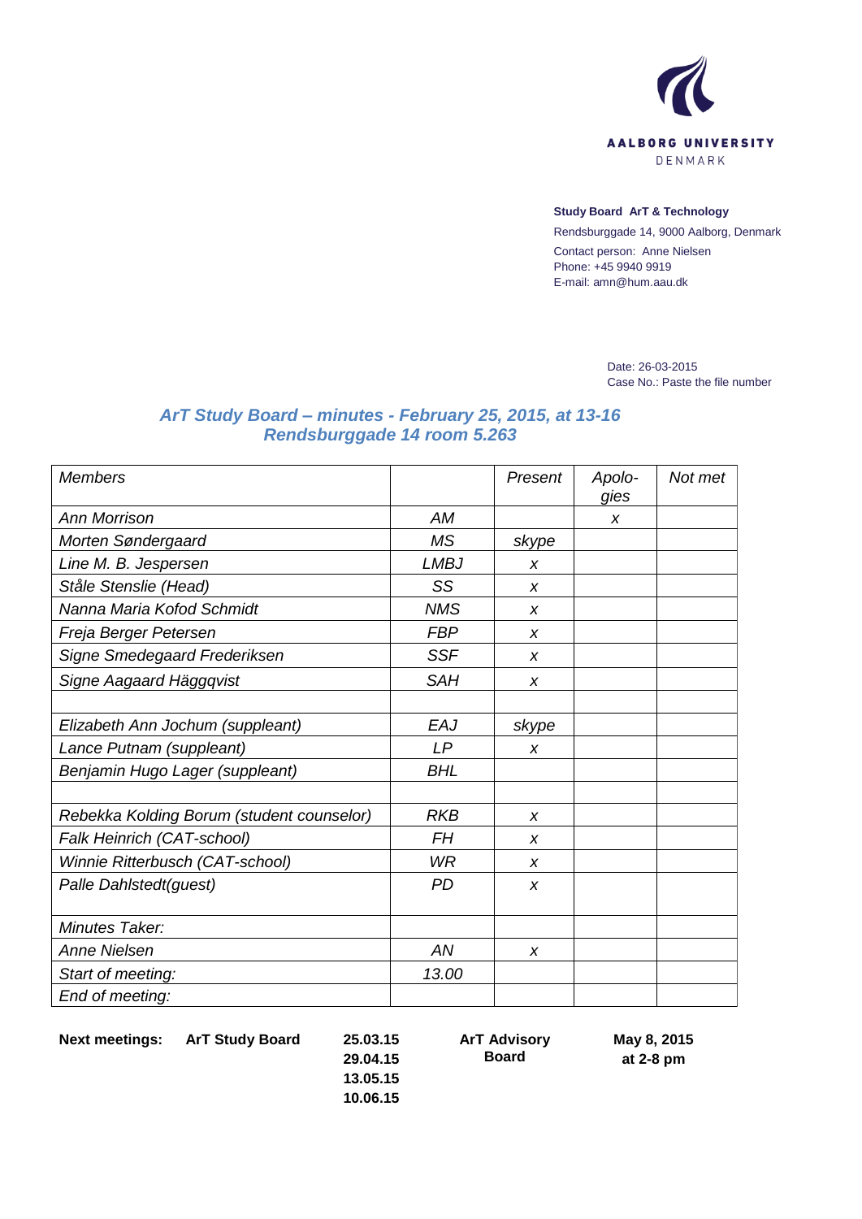AALBORG UNIVERSITY
DENMARK

**Study Board ArT & Technology**
Rendsburggade 14, 9000 Aalborg, Denmark
Contact person: Anne Nielsen
Phone: +45 9940 9919
E-mail: amn@hum.aau.dk

Date: 26-03-2015
Case No.: Paste the file number

# *ArT Study Board – minutes - February 25, 2015, at 13-16 Rendsburggade 14 room 5.263*

| *Members* | | *Present* | *Apolo-gies* | *Not met* |
|---|---|---|---|---|
| *Ann Morrison* | *AM* | | *x* | |
| *Morten Søndergaard* | *MS* | *skype* | | |
| *Line M. B. Jespersen* | *LMBJ* | *x* | | |
| *Ståle Stenslie (Head)* | *SS* | *x* | | |
| *Nanna Maria Kofod Schmidt* | *NMS* | *x* | | |
| *Freja Berger Petersen* | *FBP* | *x* | | |
| *Signe Smedegaard Frederiksen* | *SSF* | *x* | | |
| *Signe Aagaard Häggqvist* | *SAH* | *x* | | |
| | | | | |
| *Elizabeth Ann Jochum (suppleant)* | *EAJ* | *skype* | | |
| *Lance Putnam (suppleant)* | *LP* | *x* | | |
| *Benjamin Hugo Lager (suppleant)* | *BHL* | | | |
| | | | | |
| *Rebekka Kolding Borum (student counselor)* | *RKB* | *x* | | |
| *Falk Heinrich (CAT-school)* | *FH* | *x* | | |
| *Winnie Ritterbusch (CAT-school)* | *WR* | *x* | | |
| *Palle Dahlstedt(guest)* | *PD* | *x* | | |
| *Minutes Taker:* | | | | |
| *Anne Nielsen* | *AN* | *x* | | |
| *Start of meeting:* | *13.00* | | | |
| *End of meeting:* | | | | |

| **Next meetings:** | **ArT Study Board** | **25.03.15** | **ArT Advisory Board** | **May 8, 2015 at 2-8 pm** |
|---|---|---|---|---|
| | | **29.04.15** | | |
| | | **13.05.15** | | |
| | | **10.06.15** | | |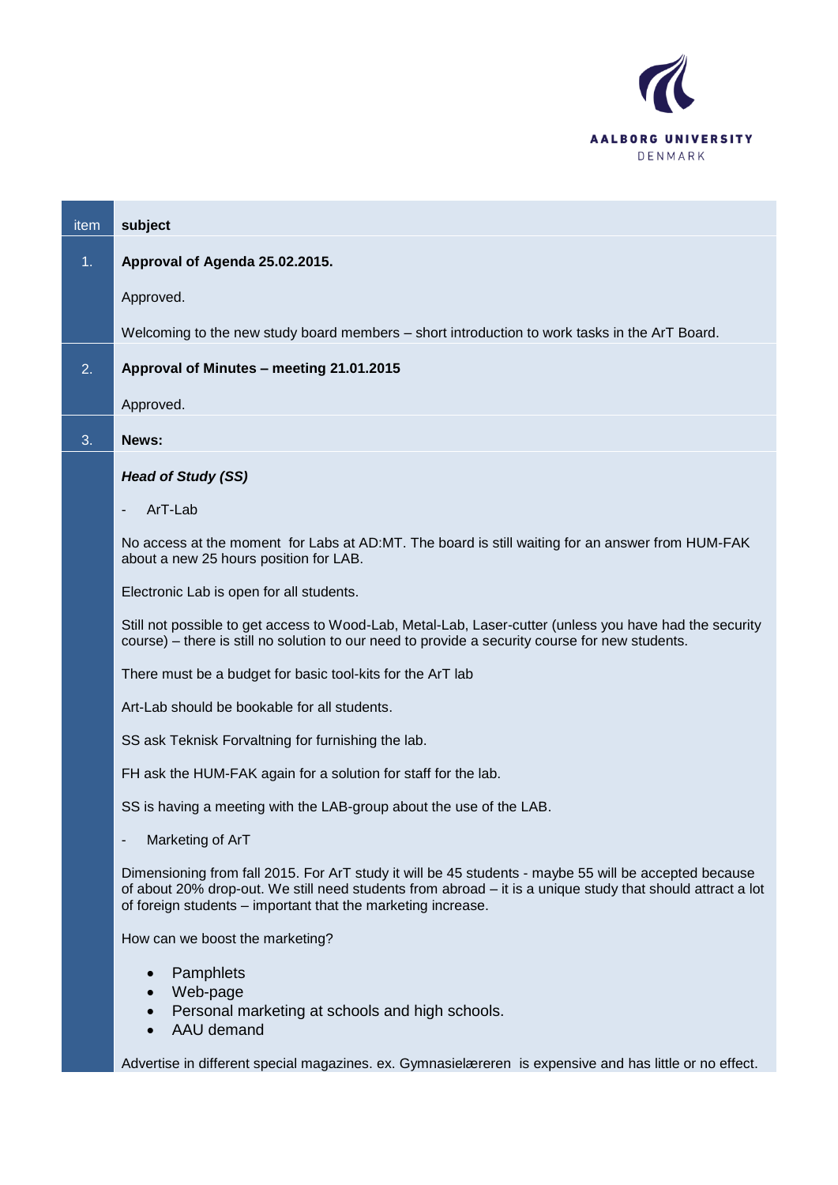| item | subject |
|---|---|
| 1. | **Approval of Agenda 25.02.2015.** |
| | Approved. |
| | Welcoming to the new study board members – short introduction to work tasks in the ArT Board. |
| 2. | **Approval of Minutes – meeting 21.01.2015** |
| | Approved. |
| 3. | **News:** |
| | ***Head of Study (SS)*** |
| | - ArT-Lab |
| | No access at the moment for Labs at AD:MT. The board is still waiting for an answer from HUM-FAK about a new 25 hours position for LAB. |
| | Electronic Lab is open for all students. |
| | Still not possible to get access to Wood-Lab, Metal-Lab, Laser-cutter (unless you have had the security course) – there is still no solution to our need to provide a security course for new students. |
| | There must be a budget for basic tool-kits for the ArT lab |
| | Art-Lab should be bookable for all students. |
| | SS ask Teknisk Forvaltning for furnishing the lab. |
| | FH ask the HUM-FAK again for a solution for staff for the lab. |
| | SS is having a meeting with the LAB-group about the use of the LAB. |
| | - Marketing of ArT |
| | Dimensioning from fall 2015. For ArT study it will be 45 students - maybe 55 will be accepted because of about 20% drop-out. We still need students from abroad – it is a unique study that should attract a lot of foreign students – important that the marketing increase. |
| | How can we boost the marketing? |
| | • Pamphlets<br>• Web-page<br>• Personal marketing at schools and high schools.<br>• AAU demand |
| | Advertise in different special magazines. ex. Gymnasielæreren is expensive and has little or no effect. |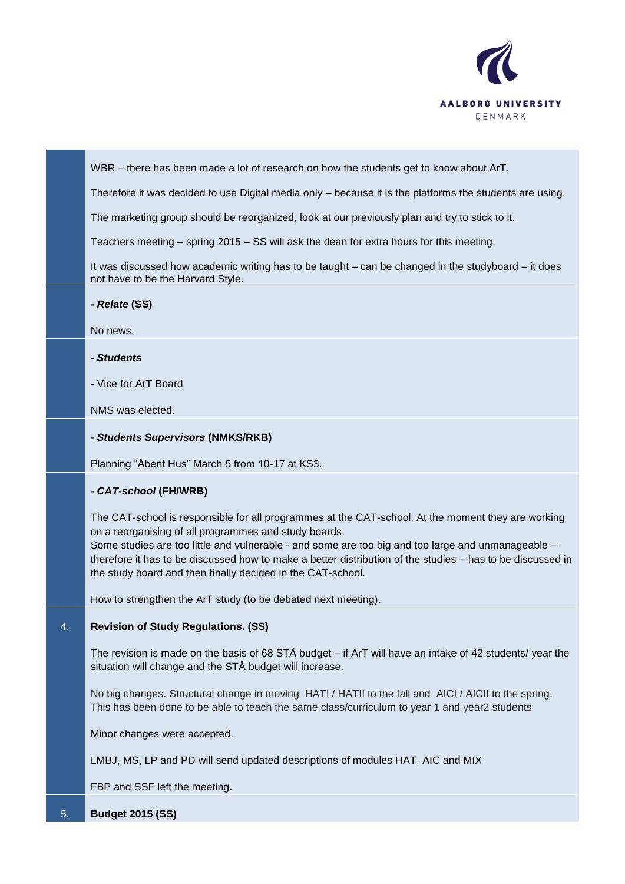WBR – there has been made a lot of research on how the students get to know about ArT.

Therefore it was decided to use Digital media only – because it is the platforms the students are using.

The marketing group should be reorganized, look at our previously plan and try to stick to it.

Teachers meeting – spring 2015 – SS will ask the dean for extra hours for this meeting.

It was discussed how academic writing has to be taught – can be changed in the studyboard – it does not have to be the Harvard Style.

***- Relate* (SS)**

No news.

***- Students***

- Vice for ArT Board

NMS was elected.

***- Students Supervisors* (NMKS/RKB)**

Planning "Åbent Hus" March 5 from 10-17 at KS3.

***- CAT-school* (FH/WRB)**

The CAT-school is responsible for all programmes at the CAT-school. At the moment they are working on a reorganising of all programmes and study boards.
Some studies are too little and vulnerable - and some are too big and too large and unmanageable – therefore it has to be discussed how to make a better distribution of the studies – has to be discussed in the study board and then finally decided in the CAT-school.

How to strengthen the ArT study (to be debated next meeting).

4. **Revision of Study Regulations. (SS)**

The revision is made on the basis of 68 STÅ budget – if ArT will have an intake of 42 students/ year the situation will change and the STÅ budget will increase.

No big changes. Structural change in moving HATI / HATII to the fall and AICI / AICII to the spring. This has been done to be able to teach the same class/curriculum to year 1 and year2 students

Minor changes were accepted.

LMBJ, MS, LP and PD will send updated descriptions of modules HAT, AIC and MIX

FBP and SSF left the meeting.

5. **Budget 2015 (SS)**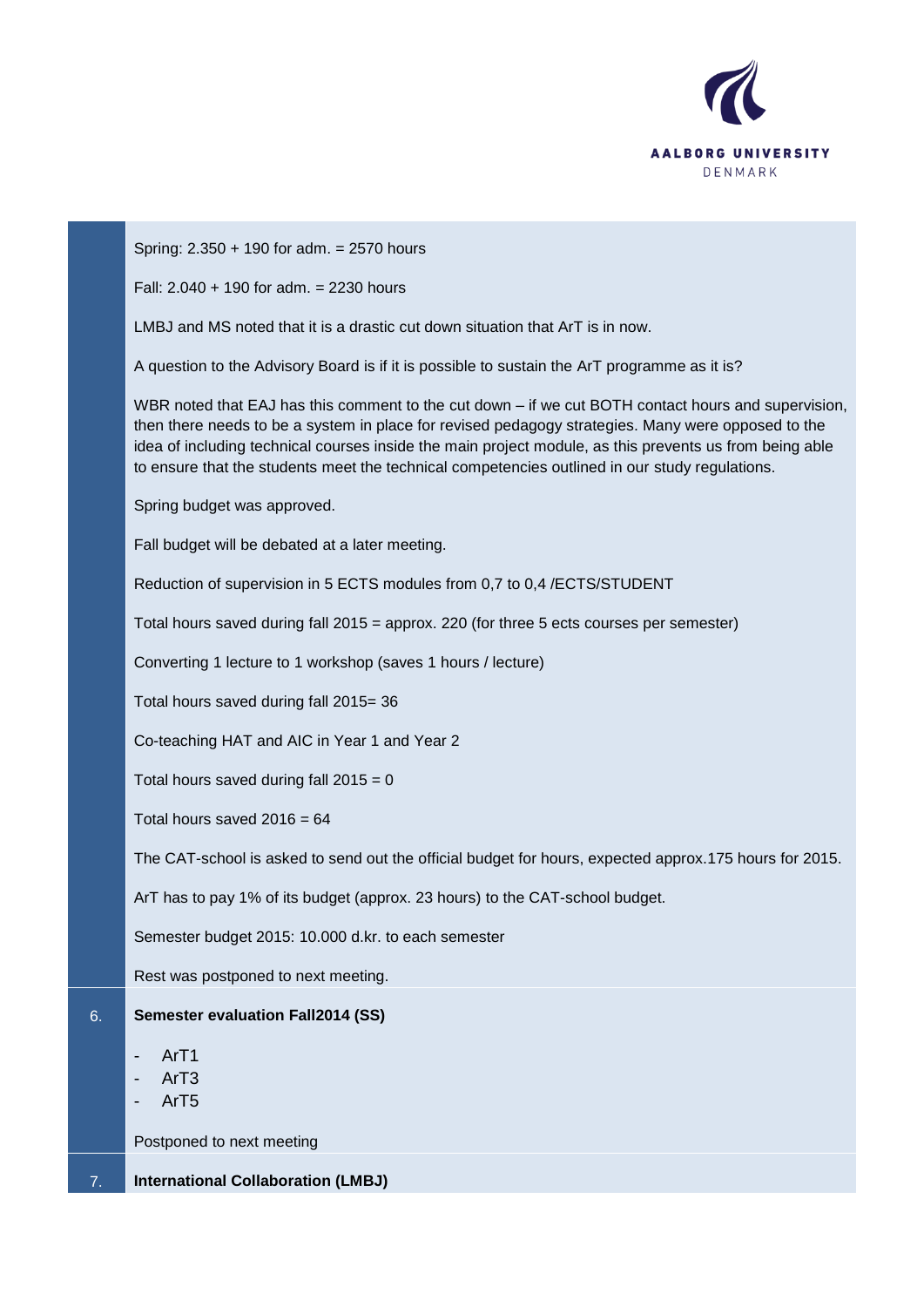Spring: 2.350 + 190 for adm. = 2570 hours

Fall: 2.040 + 190 for adm. = 2230 hours

LMBJ and MS noted that it is a drastic cut down situation that ArT is in now.

A question to the Advisory Board is if it is possible to sustain the ArT programme as it is?

WBR noted that EAJ has this comment to the cut down – if we cut BOTH contact hours and supervision, then there needs to be a system in place for revised pedagogy strategies. Many were opposed to the idea of including technical courses inside the main project module, as this prevents us from being able to ensure that the students meet the technical competencies outlined in our study regulations.

Spring budget was approved.

Fall budget will be debated at a later meeting.

Reduction of supervision in 5 ECTS modules from 0,7 to 0,4 /ECTS/STUDENT

Total hours saved during fall 2015 = approx. 220 (for three 5 ects courses per semester)

Converting 1 lecture to 1 workshop (saves 1 hours / lecture)

Total hours saved during fall 2015= 36

Co-teaching HAT and AIC in Year 1 and Year 2

Total hours saved during fall 2015 = 0

Total hours saved 2016 = 64

The CAT-school is asked to send out the official budget for hours, expected approx.175 hours for 2015.

ArT has to pay 1% of its budget (approx. 23 hours) to the CAT-school budget.

Semester budget 2015: 10.000 d.kr. to each semester

Rest was postponed to next meeting.

6. **Semester evaluation Fall2014 (SS)**

- ArT1
- ArT3
- ArT5

Postponed to next meeting

7. **International Collaboration (LMBJ)**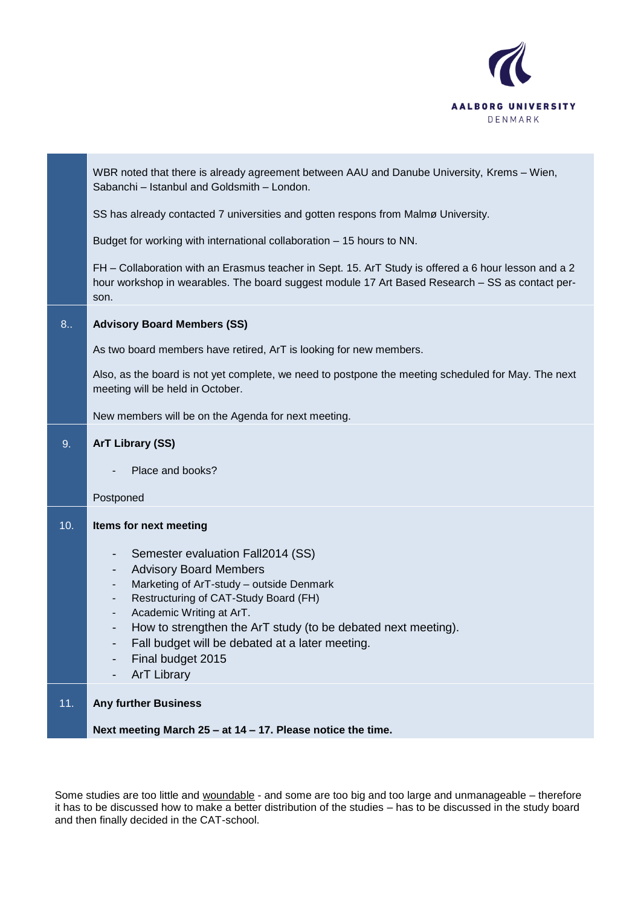| | |
|---|---|
| | WBR noted that there is already agreement between AAU and Danube University, Krems – Wien, Sabanchi – Istanbul and Goldsmith – London.<br><br>SS has already contacted 7 universities and gotten respons from Malmø University.<br><br>Budget for working with international collaboration – 15 hours to NN.<br><br>FH – Collaboration with an Erasmus teacher in Sept. 15. ArT Study is offered a 6 hour lesson and a 2 hour workshop in wearables. The board suggest module 17 Art Based Research – SS as contact person. |
| 8.. | **Advisory Board Members (SS)**<br><br>As two board members have retired, ArT is looking for new members.<br><br>Also, as the board is not yet complete, we need to postpone the meeting scheduled for May. The next meeting will be held in October.<br><br>New members will be on the Agenda for next meeting. |
| 9. | **ArT Library (SS)**<br><br>- Place and books?<br><br>Postponed |
| 10. | **Items for next meeting**<br><br>- Semester evaluation Fall2014 (SS)<br>- Advisory Board Members<br>- Marketing of ArT-study – outside Denmark<br>- Restructuring of CAT-Study Board (FH)<br>- Academic Writing at ArT.<br>- How to strengthen the ArT study (to be debated next meeting).<br>- Fall budget will be debated at a later meeting.<br>- Final budget 2015<br>- ArT Library |
| 11. | **Any further Business**<br><br>**Next meeting March 25 – at 14 – 17. Please notice the time.** |

Some studies are too little and woundable - and some are too big and too large and unmanageable – therefore it has to be discussed how to make a better distribution of the studies – has to be discussed in the study board and then finally decided in the CAT-school.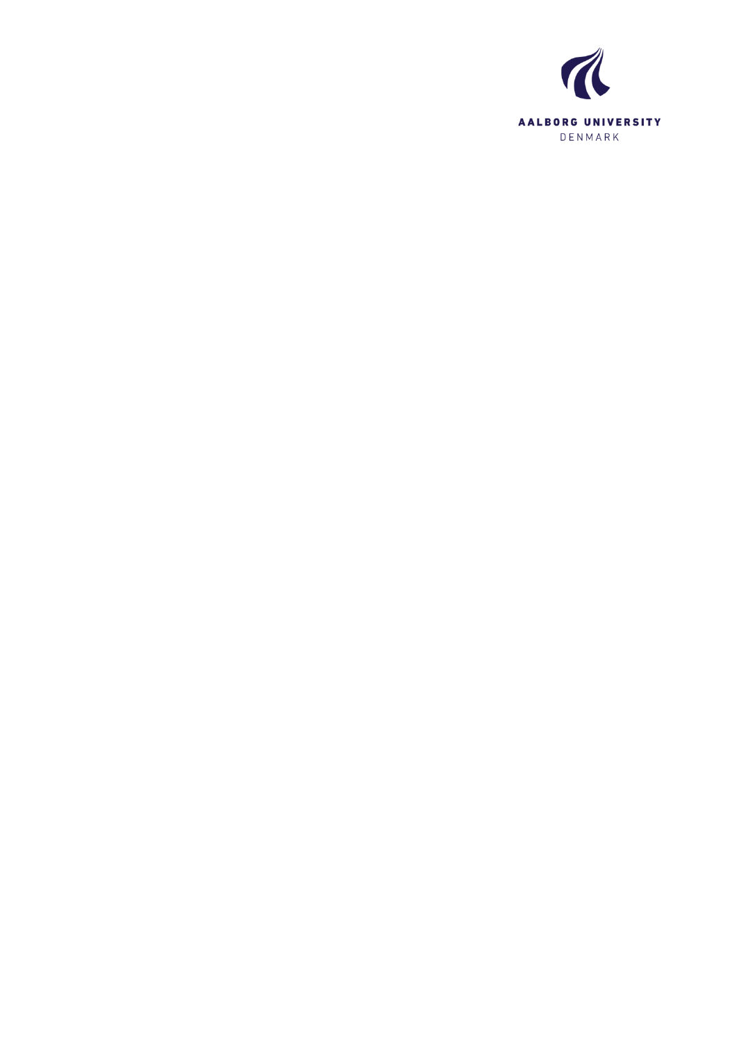AALBORG UNIVERSITY

DENMARK